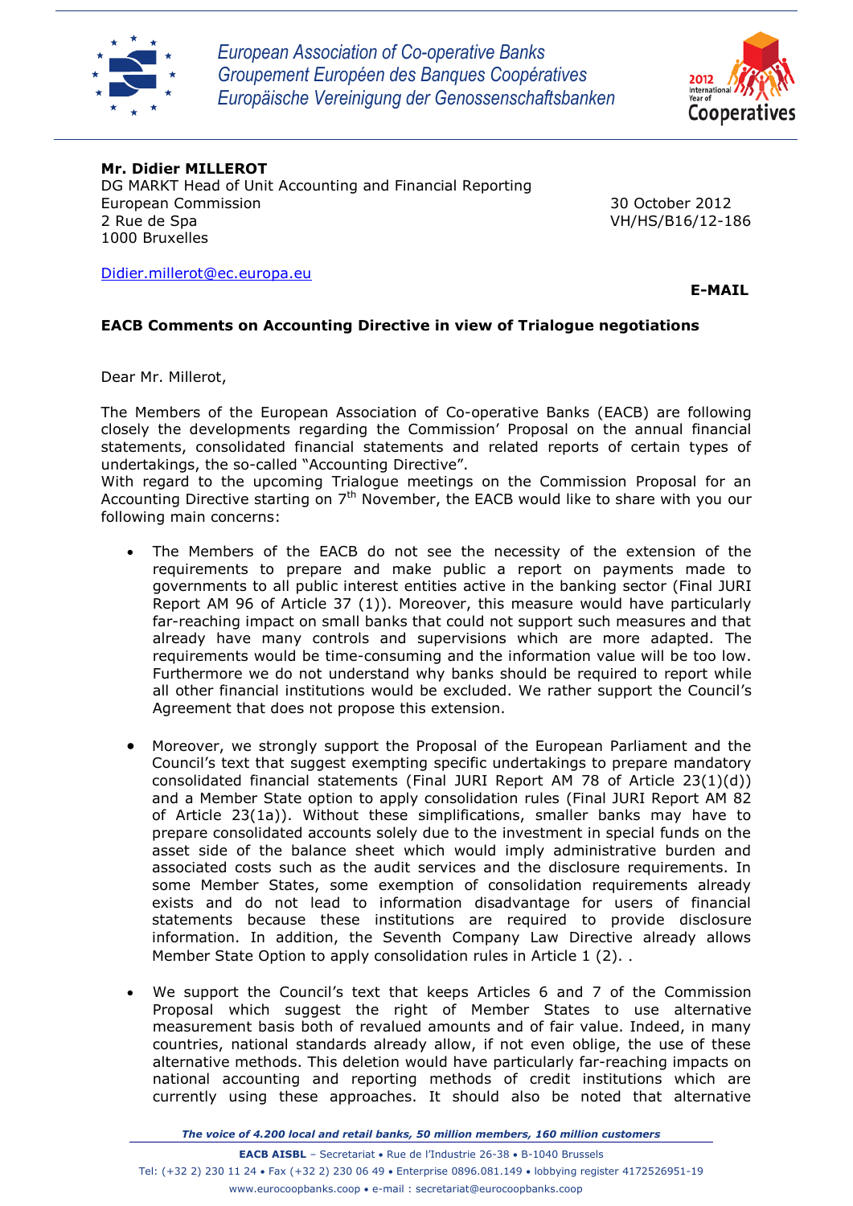European Association of Co-operative Banks
Groupement Européen des Banques Coopératives
Europäische Vereinigung der Genossenschaftsbanken

**Mr. Didier MILLEROT**
DG MARKT Head of Unit Accounting and Financial Reporting
European Commission
2 Rue de Spa
1000 Bruxelles

30 October 2012
VH/HS/B16/12-186

Didier.millerot@ec.europa.eu

**E-MAIL**

**EACB Comments on Accounting Directive in view of Trialogue negotiations**

Dear Mr. Millerot,

The Members of the European Association of Co-operative Banks (EACB) are following closely the developments regarding the Commission' Proposal on the annual financial statements, consolidated financial statements and related reports of certain types of undertakings, the so-called "Accounting Directive".
With regard to the upcoming Trialogue meetings on the Commission Proposal for an Accounting Directive starting on 7th November, the EACB would like to share with you our following main concerns:

- The Members of the EACB do not see the necessity of the extension of the requirements to prepare and make public a report on payments made to governments to all public interest entities active in the banking sector (Final JURI Report AM 96 of Article 37 (1)). Moreover, this measure would have particularly far-reaching impact on small banks that could not support such measures and that already have many controls and supervisions which are more adapted. The requirements would be time-consuming and the information value will be too low. Furthermore we do not understand why banks should be required to report while all other financial institutions would be excluded. We rather support the Council's Agreement that does not propose this extension.

- Moreover, we strongly support the Proposal of the European Parliament and the Council's text that suggest exempting specific undertakings to prepare mandatory consolidated financial statements (Final JURI Report AM 78 of Article 23(1)(d)) and a Member State option to apply consolidation rules (Final JURI Report AM 82 of Article 23(1a)). Without these simplifications, smaller banks may have to prepare consolidated accounts solely due to the investment in special funds on the asset side of the balance sheet which would imply administrative burden and associated costs such as the audit services and the disclosure requirements. In some Member States, some exemption of consolidation requirements already exists and do not lead to information disadvantage for users of financial statements because these institutions are required to provide disclosure information. In addition, the Seventh Company Law Directive already allows Member State Option to apply consolidation rules in Article 1 (2). .

- We support the Council's text that keeps Articles 6 and 7 of the Commission Proposal which suggest the right of Member States to use alternative measurement basis both of revalued amounts and of fair value. Indeed, in many countries, national standards already allow, if not even oblige, the use of these alternative methods. This deletion would have particularly far-reaching impacts on national accounting and reporting methods of credit institutions which are currently using these approaches. It should also be noted that alternative

*The voice of 4.200 local and retail banks, 50 million members, 160 million customers*

**EACB AISBL** – Secretariat • Rue de l'Industrie 26-38 • B-1040 Brussels
Tel: (+32 2) 230 11 24 • Fax (+32 2) 230 06 49 • Enterprise 0896.081.149 • lobbying register 4172526951-19
www.eurocoopbanks.coop • e-mail : secretariat@eurocoopbanks.coop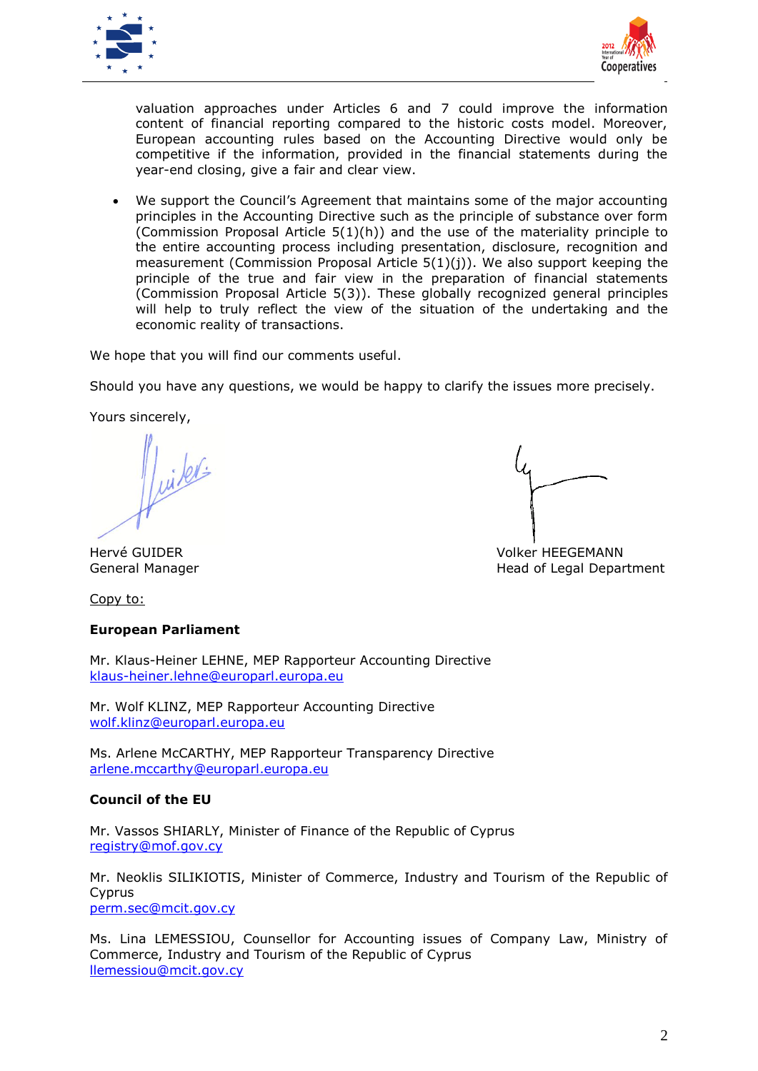valuation approaches under Articles 6 and 7 could improve the information content of financial reporting compared to the historic costs model. Moreover, European accounting rules based on the Accounting Directive would only be competitive if the information, provided in the financial statements during the year-end closing, give a fair and clear view.

- We support the Council's Agreement that maintains some of the major accounting principles in the Accounting Directive such as the principle of substance over form (Commission Proposal Article 5(1)(h)) and the use of the materiality principle to the entire accounting process including presentation, disclosure, recognition and measurement (Commission Proposal Article 5(1)(j)). We also support keeping the principle of the true and fair view in the preparation of financial statements (Commission Proposal Article 5(3)). These globally recognized general principles will help to truly reflect the view of the situation of the undertaking and the economic reality of transactions.

We hope that you will find our comments useful.

Should you have any questions, we would be happy to clarify the issues more precisely.

Yours sincerely,

Hervé GUIDER
General Manager

Volker HEEGEMANN
Head of Legal Department

Copy to:

**European Parliament**

Mr. Klaus-Heiner LEHNE, MEP Rapporteur Accounting Directive
klaus-heiner.lehne@europarl.europa.eu

Mr. Wolf KLINZ, MEP Rapporteur Accounting Directive
wolf.klinz@europarl.europa.eu

Ms. Arlene McCARTHY, MEP Rapporteur Transparency Directive
arlene.mccarthy@europarl.europa.eu

**Council of the EU**

Mr. Vassos SHIARLY, Minister of Finance of the Republic of Cyprus
registry@mof.gov.cy

Mr. Neoklis SILIKIOTIS, Minister of Commerce, Industry and Tourism of the Republic of Cyprus
perm.sec@mcit.gov.cy

Ms. Lina LEMESSIOU, Counsellor for Accounting issues of Company Law, Ministry of Commerce, Industry and Tourism of the Republic of Cyprus
llemessiou@mcit.gov.cy